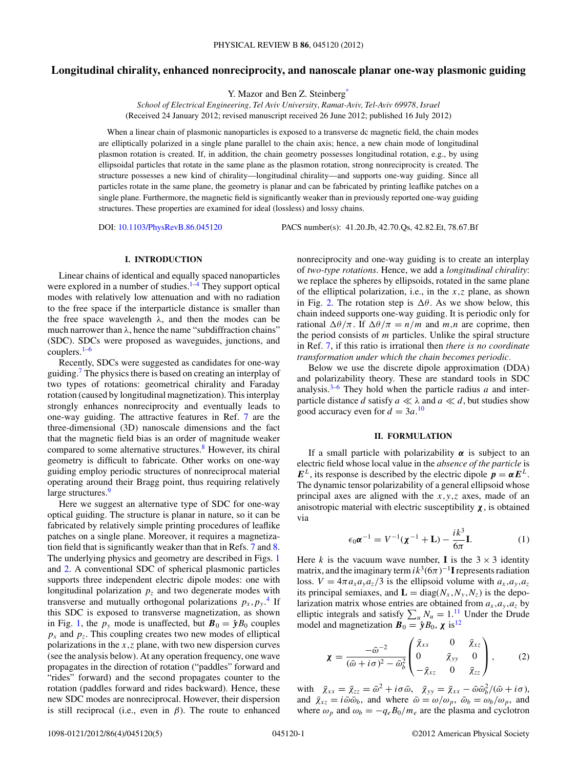# Longitudinal chirality, enhanced nonreciprocity, and nanoscale planar one-way plasmonic guiding

Y. Mazor and Ben Z. Steinberg[*]

*School of Electrical Engineering, Tel Aviv University, Ramat-Aviv, Tel-Aviv 69978, Israel*
(Received 24 January 2012; revised manuscript received 26 June 2012; published 16 July 2012)

When a linear chain of plasmonic nanoparticles is exposed to a transverse dc magnetic field, the chain modes are elliptically polarized in a single plane parallel to the chain axis; hence, a new chain mode of longitudinal plasmon rotation is created. If, in addition, the chain geometry possesses longitudinal rotation, e.g., by using ellipsoidal particles that rotate in the same plane as the plasmon rotation, strong nonreciprocity is created. The structure possesses a new kind of chirality—longitudinal chirality—and supports one-way guiding. Since all particles rotate in the same plane, the geometry is planar and can be fabricated by printing leaflike patches on a single plane. Furthermore, the magnetic field is significantly weaker than in previously reported one-way guiding structures. These properties are examined for ideal (lossless) and lossy chains.

DOI: 10.1103/PhysRevB.86.045120 PACS number(s): 41.20.Jb, 42.70.Qs, 42.82.Et, 78.67.Bf

## I. INTRODUCTION

Linear chains of identical and equally spaced nanoparticles were explored in a number of studies.[1–4] They support optical modes with relatively low attenuation and with no radiation to the free space if the interparticle distance is smaller than the free space wavelength $\lambda$, and then the modes can be much narrower than $\lambda$, hence the name "subdiffraction chains" (SDC). SDCs were proposed as waveguides, junctions, and couplers.[1–6]

Recently, SDCs were suggested as candidates for one-way guiding.[7] The physics there is based on creating an interplay of two types of rotations: geometrical chirality and Faraday rotation (caused by longitudinal magnetization). This interplay strongly enhances nonreciprocity and eventually leads to one-way guiding. The attractive features in Ref. 7 are the three-dimensional (3D) nanoscale dimensions and the fact that the magnetic field bias is an order of magnitude weaker compared to some alternative structures.[8] However, its chiral geometry is difficult to fabricate. Other works on one-way guiding employ periodic structures of nonreciprocal material operating around their Bragg point, thus requiring relatively large structures.[9]

Here we suggest an alternative type of SDC for one-way optical guiding. The structure is planar in nature, so it can be fabricated by relatively simple printing procedures of leaflike patches on a single plane. Moreover, it requires a magnetization field that is significantly weaker than that in Refs. 7 and 8. The underlying physics and geometry are described in Figs. 1 and 2. A conventional SDC of spherical plasmonic particles supports three independent electric dipole modes: one with longitudinal polarization $p_z$ and two degenerate modes with transverse and mutually orthogonal polarizations $p_x, p_y$.[4] If this SDC is exposed to transverse magnetization, as shown in Fig. 1, the $p_y$ mode is unaffected, but $\boldsymbol{B}_0 = \hat{\boldsymbol{y}} B_0$ couples $p_x$ and $p_z$. This coupling creates two new modes of elliptical polarizations in the $x,z$ plane, with two new dispersion curves (see the analysis below). At any operation frequency, one wave propagates in the direction of rotation ("paddles" forward and "rides" forward) and the second propagates counter to the rotation (paddles forward and rides backward). Hence, these new SDC modes are nonreciprocal. However, their dispersion is still reciprocal (i.e., even in $\beta$). The route to enhanced nonreciprocity and one-way guiding is to create an interplay of *two-type rotations*. Hence, we add a *longitudinal chirality*: we replace the spheres by ellipsoids, rotated in the same plane of the elliptical polarization, i.e., in the $x,z$ plane, as shown in Fig. 2. The rotation step is $\Delta\theta$. As we show below, this chain indeed supports one-way guiding. It is periodic only for rational $\Delta\theta/\pi$. If $\Delta\theta/\pi = n/m$ and $m,n$ are coprime, then the period consists of $m$ particles. Unlike the spiral structure in Ref. 7, if this ratio is irrational then *there is no coordinate transformation under which the chain becomes periodic*.

Below we use the discrete dipole approximation (DDA) and polarizability theory. These are standard tools in SDC analysis.[3–6] They hold when the particle radius $a$ and interparticle distance $d$ satisfy $a \ll \lambda$ and $a \ll d$, but studies show good accuracy even for $d = 3a$.[10]

## II. FORMULATION

If a small particle with polarizability $\boldsymbol{\alpha}$ is subject to an electric field whose local value in the *absence of the particle* is $\boldsymbol{E}^L$, its response is described by the electric dipole $\boldsymbol{p} = \boldsymbol{\alpha}\boldsymbol{E}^L$. The dynamic tensor polarizability of a general ellipsoid whose principal axes are aligned with the $x,y,z$ axes, made of an anisotropic material with electric susceptibility $\boldsymbol{\chi}$, is obtained via

$$\epsilon_0 \boldsymbol{\alpha}^{-1} = V^{-1}(\boldsymbol{\chi}^{-1} + \mathbf{L}) - \frac{ik^3}{6\pi}\mathbf{I}. \tag{1}$$

Here $k$ is the vacuum wave number, $\mathbf{I}$ is the $3\times 3$ identity matrix, and the imaginary term $ik^3(6\pi)^{-1}\mathbf{I}$ represents radiation loss. $V = 4\pi a_x a_y a_z/3$ is the ellipsoid volume with $a_x,a_y,a_z$ its principal semiaxes, and $\mathbf{L} = \mathrm{diag}(N_x,N_y,N_z)$ is the depolarization matrix whose entries are obtained from $a_x,a_y,a_z$ by elliptic integrals and satisfy $\sum_u N_u = 1$.[11] Under the Drude model and magnetization $\boldsymbol{B}_0 = \hat{\boldsymbol{y}} B_0$, $\boldsymbol{\chi}$ is[12]

$$\boldsymbol{\chi} = \frac{-\bar{\omega}^{-2}}{(\bar{\omega} + i\sigma)^2 - \bar{\omega}_b^2}\begin{pmatrix} \bar{\chi}_{xx} & 0 & \bar{\chi}_{xz} \\ 0 & \bar{\chi}_{yy} & 0 \\ -\bar{\chi}_{xz} & 0 & \bar{\chi}_{zz} \end{pmatrix}, \tag{2}$$

with $\bar{\chi}_{xx} = \bar{\chi}_{zz} = \bar{\omega}^2 + i\sigma\bar{\omega}$, $\bar{\chi}_{yy} = \bar{\chi}_{xx} - \bar{\omega}\bar{\omega}_b^2/(\bar{\omega} + i\sigma)$, and $\bar{\chi}_{xz} = i\bar{\omega}\bar{\omega}_b$, and where $\bar{\omega} = \omega/\omega_p$, $\bar{\omega}_b = \omega_b/\omega_p$, and where $\omega_p$ and $\omega_b = -q_e B_0/m_e$ are the plasma and cyclotron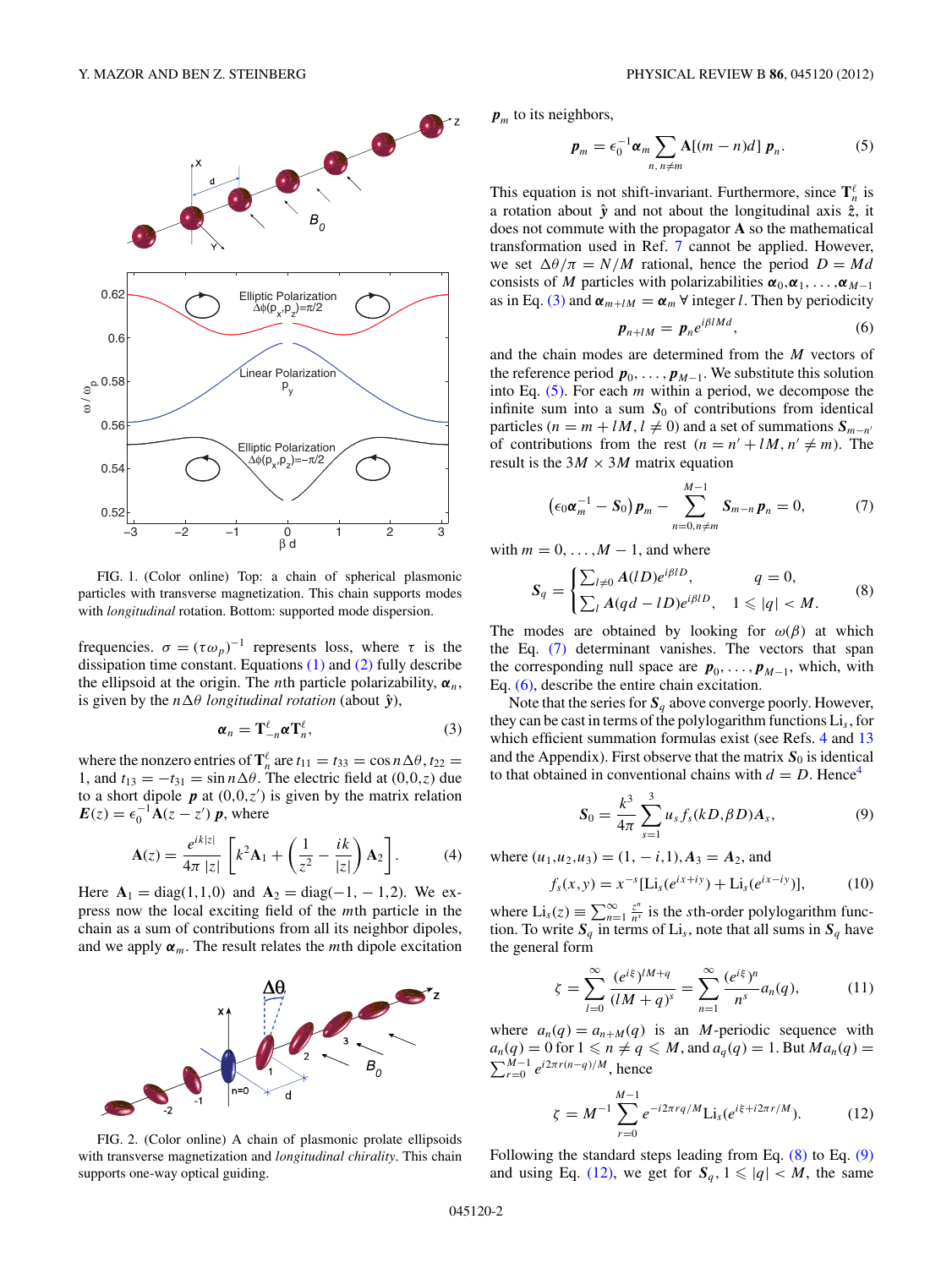FIG. 1. (Color online) Top: a chain of spherical plasmonic particles with transverse magnetization. This chain supports modes with *longitudinal* rotation. Bottom: supported mode dispersion.

frequencies. $\sigma = (\tau\omega_p)^{-1}$ represents loss, where $\tau$ is the dissipation time constant. Equations (1) and (2) fully describe the ellipsoid at the origin. The $n$th particle polarizability, $\boldsymbol{\alpha}_n$, is given by the $n\Delta\theta$ *longitudinal rotation* (about $\hat{y}$),

$$\boldsymbol{\alpha}_n = \mathbf{T}^{\ell}_{-n}\boldsymbol{\alpha}\mathbf{T}^{\ell}_{n}, \tag{3}$$

where the nonzero entries of $\mathbf{T}^{\ell}_n$ are $t_{11} = t_{33} = \cos n\Delta\theta$, $t_{22} = 1$, and $t_{13} = -t_{31} = \sin n\Delta\theta$. The electric field at $(0,0,z)$ due to a short dipole $\boldsymbol{p}$ at $(0,0,z')$ is given by the matrix relation $\boldsymbol{E}(z) = \epsilon_0^{-1}\mathbf{A}(z - z')\,\boldsymbol{p}$, where

$$\mathbf{A}(z) = \frac{e^{ik|z|}}{4\pi\,|z|}\left[k^2\mathbf{A}_1 + \left(\frac{1}{z^2} - \frac{ik}{|z|}\right)\mathbf{A}_2\right]. \tag{4}$$

Here $\mathbf{A}_1 = \mathrm{diag}(1,1,0)$ and $\mathbf{A}_2 = \mathrm{diag}(-1,-1,2)$. We express now the local exciting field of the $m$th particle in the chain as a sum of contributions from all its neighbor dipoles, and we apply $\boldsymbol{\alpha}_m$. The result relates the $m$th dipole excitation $\boldsymbol{p}_m$ to its neighbors,

$$\boldsymbol{p}_m = \epsilon_0^{-1}\boldsymbol{\alpha}_m \sum_{n,\,n\neq m} \mathbf{A}[(m-n)d]\,\boldsymbol{p}_n. \tag{5}$$

FIG. 2. (Color online) A chain of plasmonic prolate ellipsoids with transverse magnetization and *longitudinal chirality*. This chain supports one-way optical guiding.

This equation is not shift-invariant. Furthermore, since $\mathbf{T}^{\ell}_n$ is a rotation about $\hat{\boldsymbol{y}}$ and not about the longitudinal axis $\hat{\boldsymbol{z}}$, it does not commute with the propagator $\mathbf{A}$ so the mathematical transformation used in Ref. 7 cannot be applied. However, we set $\Delta\theta/\pi = N/M$ rational, hence the period $D = Md$ consists of $M$ particles with polarizabilities $\boldsymbol{\alpha}_0, \boldsymbol{\alpha}_1, \ldots, \boldsymbol{\alpha}_{M-1}$ as in Eq. (3) and $\boldsymbol{\alpha}_{m+lM} = \boldsymbol{\alpha}_m\ \forall$ integer $l$. Then by periodicity

$$\boldsymbol{p}_{n+lM} = \boldsymbol{p}_n e^{i\beta lMd}, \tag{6}$$

and the chain modes are determined from the $M$ vectors of the reference period $\boldsymbol{p}_0, \ldots, \boldsymbol{p}_{M-1}$. We substitute this solution into Eq. (5). For each $m$ within a period, we decompose the infinite sum into a sum $\boldsymbol{S}_0$ of contributions from identical particles ($n = m + lM, l \neq 0$) and a set of summations $\boldsymbol{S}_{m-n'}$ of contributions from the rest ($n = n' + lM, n' \neq m$). The result is the $3M \times 3M$ matrix equation

$$\left(\epsilon_0\boldsymbol{\alpha}_m^{-1} - \boldsymbol{S}_0\right)\boldsymbol{p}_m - \sum_{n=0,n\neq m}^{M-1} \boldsymbol{S}_{m-n}\,\boldsymbol{p}_n = 0, \tag{7}$$

with $m = 0, \ldots, M-1$, and where

$$\boldsymbol{S}_q = \begin{cases} \sum_{l\neq 0} \boldsymbol{A}(lD)e^{i\beta lD}, & q = 0,\\ \sum_l \boldsymbol{A}(qd - lD)e^{i\beta lD}, & 1 \leqslant |q| < M. \end{cases} \tag{8}$$

The modes are obtained by looking for $\omega(\beta)$ at which the Eq. (7) determinant vanishes. The vectors that span the corresponding null space are $\boldsymbol{p}_0, \ldots, \boldsymbol{p}_{M-1}$, which, with Eq. (6), describe the entire chain excitation.

Note that the series for $\boldsymbol{S}_q$ above converge poorly. However, they can be cast in terms of the polylogarithm functions $\mathrm{Li}_s$, for which efficient summation formulas exist (see Refs. 4 and 13 and the Appendix). First observe that the matrix $\boldsymbol{S}_0$ is identical to that obtained in conventional chains with $d = D$. Hence[4]

$$\boldsymbol{S}_0 = \frac{k^3}{4\pi}\sum_{s=1}^{3} u_s f_s(kD,\beta D)\boldsymbol{A}_s, \tag{9}$$

where $(u_1,u_2,u_3) = (1,-i,1), \boldsymbol{A}_3 = \boldsymbol{A}_2$, and

$$f_s(x,y) = x^{-s}[\mathrm{Li}_s(e^{ix+iy}) + \mathrm{Li}_s(e^{ix-iy})], \tag{10}$$

where $\mathrm{Li}_s(z) \equiv \sum_{n=1}^{\infty}\frac{z^n}{n^s}$ is the $s$th-order polylogarithm function. To write $\boldsymbol{S}_q$ in terms of $\mathrm{Li}_s$, note that all sums in $\boldsymbol{S}_q$ have the general form

$$\zeta = \sum_{l=0}^{\infty}\frac{(e^{i\xi})^{lM+q}}{(lM+q)^s} = \sum_{n=1}^{\infty}\frac{(e^{i\xi})^n}{n^s}a_n(q), \tag{11}$$

where $a_n(q) = a_{n+M}(q)$ is an $M$-periodic sequence with $a_n(q) = 0$ for $1 \leqslant n \neq q \leqslant M$, and $a_q(q) = 1$. But $Ma_n(q) = \sum_{r=0}^{M-1} e^{i2\pi r(n-q)/M}$, hence

$$\zeta = M^{-1}\sum_{r=0}^{M-1} e^{-i2\pi rq/M}\mathrm{Li}_s(e^{i\xi + i2\pi r/M}). \tag{12}$$

Following the standard steps leading from Eq. (8) to Eq. (9) and using Eq. (12), we get for $\boldsymbol{S}_q$, $1 \leqslant |q| < M$, the same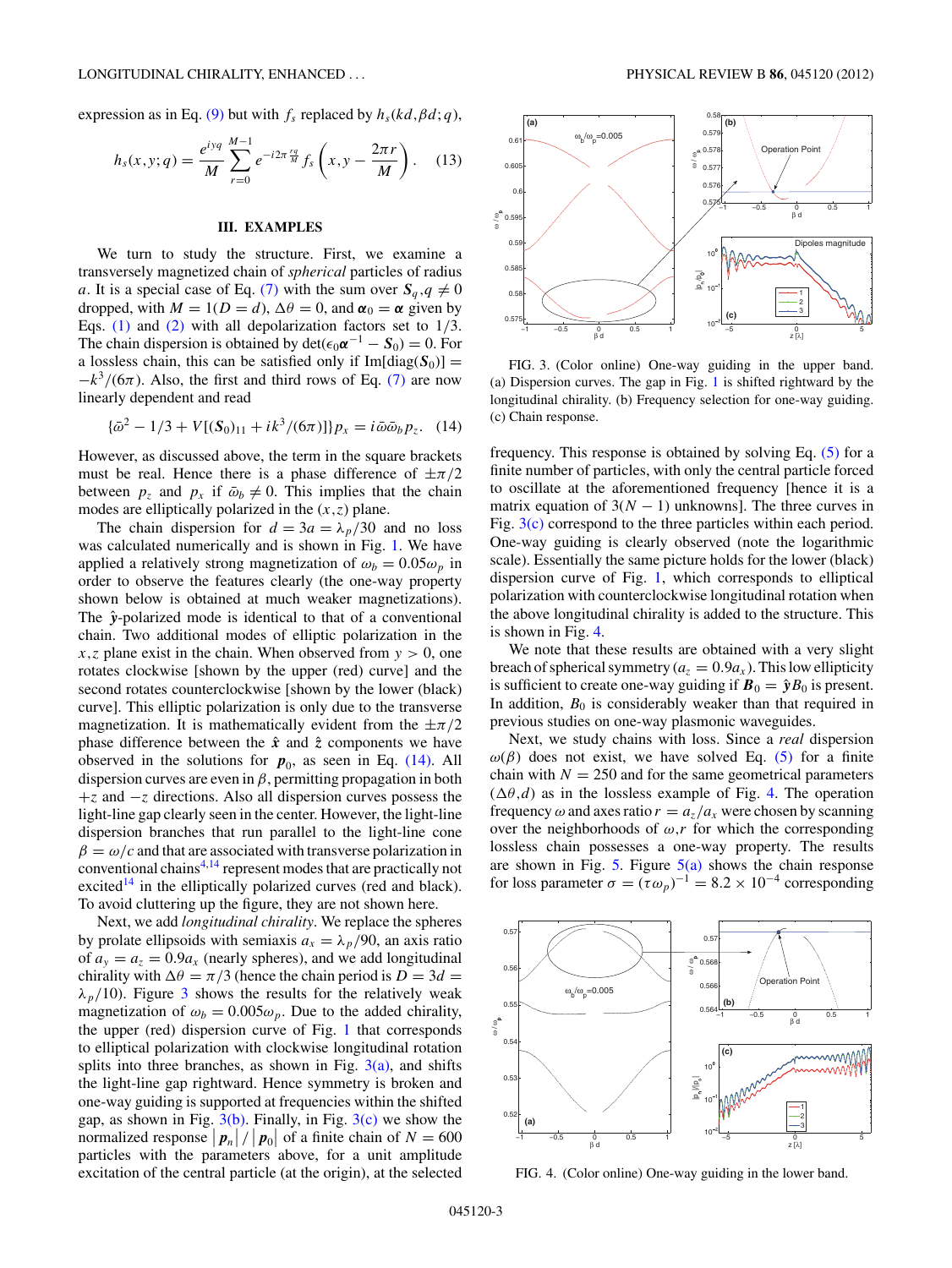expression as in Eq. (9) but with $f_s$ replaced by $h_s(kd,\beta d;q)$,

$$h_s(x,y;q) = \frac{e^{iyq}}{M}\sum_{r=0}^{M-1} e^{-i2\pi\frac{rq}{M}} f_s\left(x, y - \frac{2\pi r}{M}\right). \quad (13)$$

## III. EXAMPLES

We turn to study the structure. First, we examine a transversely magnetized chain of *spherical* particles of radius $a$. It is a special case of Eq. (7) with the sum over $\boldsymbol{S}_q, q \neq 0$ dropped, with $M = 1 (D = d)$, $\Delta\theta = 0$, and $\boldsymbol{\alpha}_0 = \boldsymbol{\alpha}$ given by Eqs. (1) and (2) with all depolarization factors set to 1/3. The chain dispersion is obtained by $\det(\epsilon_0\boldsymbol{\alpha}^{-1} - \boldsymbol{S}_0) = 0$. For a lossless chain, this can be satisfied only if $\text{Im}[\text{diag}(\boldsymbol{S}_0)] = -k^3/(6\pi)$. Also, the first and third rows of Eq. (7) are now linearly dependent and read

$$\{\bar{\omega}^2 - 1/3 + V[(\boldsymbol{S}_0)_{11} + ik^3/(6\pi)]\}p_x = i\bar{\omega}\bar{\omega}_b p_z. \quad (14)$$

However, as discussed above, the term in the square brackets must be real. Hence there is a phase difference of $\pm\pi/2$ between $p_z$ and $p_x$ if $\bar{\omega}_b \neq 0$. This implies that the chain modes are elliptically polarized in the $(x,z)$ plane.

The chain dispersion for $d = 3a = \lambda_p/30$ and no loss was calculated numerically and is shown in Fig. 1. We have applied a relatively strong magnetization of $\omega_b = 0.05\omega_p$ in order to observe the features clearly (the one-way property shown below is obtained at much weaker magnetizations). The $\hat{\boldsymbol{y}}$-polarized mode is identical to that of a conventional chain. Two additional modes of elliptic polarization in the $x,z$ plane exist in the chain. When observed from $y > 0$, one rotates clockwise [shown by the upper (red) curve] and the second rotates counterclockwise [shown by the lower (black) curve]. This elliptic polarization is only due to the transverse magnetization. It is mathematically evident from the $\pm\pi/2$ phase difference between the $\hat{\boldsymbol{x}}$ and $\hat{\boldsymbol{z}}$ components we have observed in the solutions for $\boldsymbol{p}_0$, as seen in Eq. (14). All dispersion curves are even in $\beta$, permitting propagation in both $+z$ and $-z$ directions. Also all dispersion curves possess the light-line gap clearly seen in the center. However, the light-line dispersion branches that run parallel to the light-line cone $\beta = \omega/c$ and that are associated with transverse polarization in conventional chains[4,14] represent modes that are practically not excited[14] in the elliptically polarized curves (red and black). To avoid cluttering up the figure, they are not shown here.

Next, we add *longitudinal chirality*. We replace the spheres by prolate ellipsoids with semiaxis $a_x = \lambda_p/90$, an axis ratio of $a_y = a_z = 0.9a_x$ (nearly spheres), and we add longitudinal chirality with $\Delta\theta = \pi/3$ (hence the chain period is $D = 3d = \lambda_p/10$). Figure 3 shows the results for the relatively weak magnetization of $\omega_b = 0.005\omega_p$. Due to the added chirality, the upper (red) dispersion curve of Fig. 1 that corresponds to elliptical polarization with clockwise longitudinal rotation splits into three branches, as shown in Fig. 3(a), and shifts the light-line gap rightward. Hence symmetry is broken and one-way guiding is supported at frequencies within the shifted gap, as shown in Fig. 3(b). Finally, in Fig. 3(c) we show the normalized response $|\boldsymbol{p}_n|/|\boldsymbol{p}_0|$ of a finite chain of $N = 600$ particles with the parameters above, for a unit amplitude excitation of the central particle (at the origin), at the selected frequency. This response is obtained by solving Eq. (5) for a finite number of particles, with only the central particle forced to oscillate at the aforementioned frequency [hence it is a matrix equation of $3(N-1)$ unknowns]. The three curves in Fig. 3(c) correspond to the three particles within each period. One-way guiding is clearly observed (note the logarithmic scale). Essentially the same picture holds for the lower (black) dispersion curve of Fig. 1, which corresponds to elliptical polarization with counterclockwise longitudinal rotation when the above longitudinal chirality is added to the structure. This is shown in Fig. 4.

FIG. 3. (Color online) One-way guiding in the upper band. (a) Dispersion curves. The gap in Fig. 1 is shifted rightward by the longitudinal chirality. (b) Frequency selection for one-way guiding. (c) Chain response.

We note that these results are obtained with a very slight breach of spherical symmetry ($a_z = 0.9a_x$). This low ellipticity is sufficient to create one-way guiding if $\boldsymbol{B}_0 = \hat{\boldsymbol{y}}B_0$ is present. In addition, $B_0$ is considerably weaker than that required in previous studies on one-way plasmonic waveguides.

Next, we study chains with loss. Since a *real* dispersion $\omega(\beta)$ does not exist, we have solved Eq. (5) for a finite chain with $N = 250$ and for the same geometrical parameters $(\Delta\theta, d)$ as in the lossless example of Fig. 4. The operation frequency $\omega$ and axes ratio $r = a_z/a_x$ were chosen by scanning over the neighborhoods of $\omega, r$ for which the corresponding lossless chain possesses a one-way property. The results are shown in Fig. 5. Figure 5(a) shows the chain response for loss parameter $\sigma = (\tau\omega_p)^{-1} = 8.2 \times 10^{-4}$ corresponding

FIG. 4. (Color online) One-way guiding in the lower band.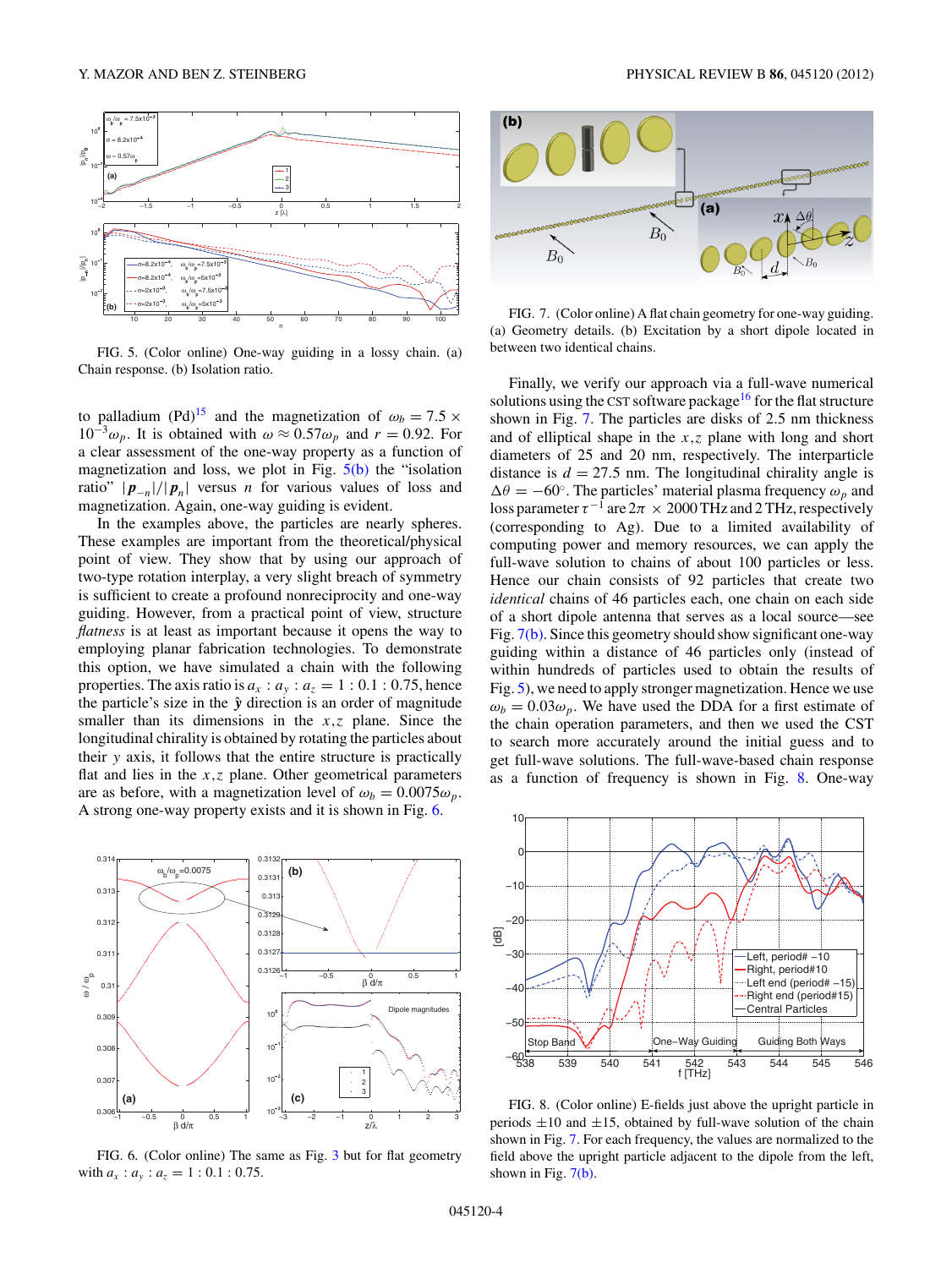FIG. 5. (Color online) One-way guiding in a lossy chain. (a) Chain response. (b) Isolation ratio.

to palladium (Pd)[15] and the magnetization of $\omega_b = 7.5 \times 10^{-3}\omega_p$. It is obtained with $\omega \approx 0.57\omega_p$ and $r = 0.92$. For a clear assessment of the one-way property as a function of magnetization and loss, we plot in Fig. 5(b) the "isolation ratio" $|\boldsymbol{p}_{-n}|/|\boldsymbol{p}_n|$ versus $n$ for various values of loss and magnetization. Again, one-way guiding is evident.

In the examples above, the particles are nearly spheres. These examples are important from the theoretical/physical point of view. They show that by using our approach of two-type rotation interplay, a very slight breach of symmetry is sufficient to create a profound nonreciprocity and one-way guiding. However, from a practical point of view, structure *flatness* is at least as important because it opens the way to employing planar fabrication technologies. To demonstrate this option, we have simulated a chain with the following properties. The axis ratio is $a_x : a_y : a_z = 1 : 0.1 : 0.75$, hence the particle's size in the $\hat{\boldsymbol{y}}$ direction is an order of magnitude smaller than its dimensions in the $x,z$ plane. Since the longitudinal chirality is obtained by rotating the particles about their $y$ axis, it follows that the entire structure is practically flat and lies in the $x,z$ plane. Other geometrical parameters are as before, with a magnetization level of $\omega_b = 0.0075\omega_p$. A strong one-way property exists and it is shown in Fig. 6.

FIG. 6. (Color online) The same as Fig. 3 but for flat geometry with $a_x : a_y : a_z = 1 : 0.1 : 0.75$.

FIG. 7. (Color online) A flat chain geometry for one-way guiding. (a) Geometry details. (b) Excitation by a short dipole located in between two identical chains.

Finally, we verify our approach via a full-wave numerical solutions using the CST software package[16] for the flat structure shown in Fig. 7. The particles are disks of 2.5 nm thickness and of elliptical shape in the $x,z$ plane with long and short diameters of 25 and 20 nm, respectively. The interparticle distance is $d = 27.5$ nm. The longitudinal chirality angle is $\Delta\theta = -60^\circ$. The particles' material plasma frequency $\omega_p$ and loss parameter $\tau^{-1}$ are $2\pi \times 2000$ THz and 2 THz, respectively (corresponding to Ag). Due to a limited availability of computing power and memory resources, we can apply the full-wave solution to chains of about 100 particles or less. Hence our chain consists of 92 particles that create two *identical* chains of 46 particles each, one chain on each side of a short dipole antenna that serves as a local source—see Fig. 7(b). Since this geometry should show significant one-way guiding within a distance of 46 particles only (instead of within hundreds of particles used to obtain the results of Fig. 5), we need to apply stronger magnetization. Hence we use $\omega_b = 0.03\omega_p$. We have used the DDA for a first estimate of the chain operation parameters, and then we used the CST to search more accurately around the initial guess and to get full-wave solutions. The full-wave-based chain response as a function of frequency is shown in Fig. 8. One-way

FIG. 8. (Color online) E-fields just above the upright particle in periods $\pm 10$ and $\pm 15$, obtained by full-wave solution of the chain shown in Fig. 7. For each frequency, the values are normalized to the field above the upright particle adjacent to the dipole from the left, shown in Fig. 7(b).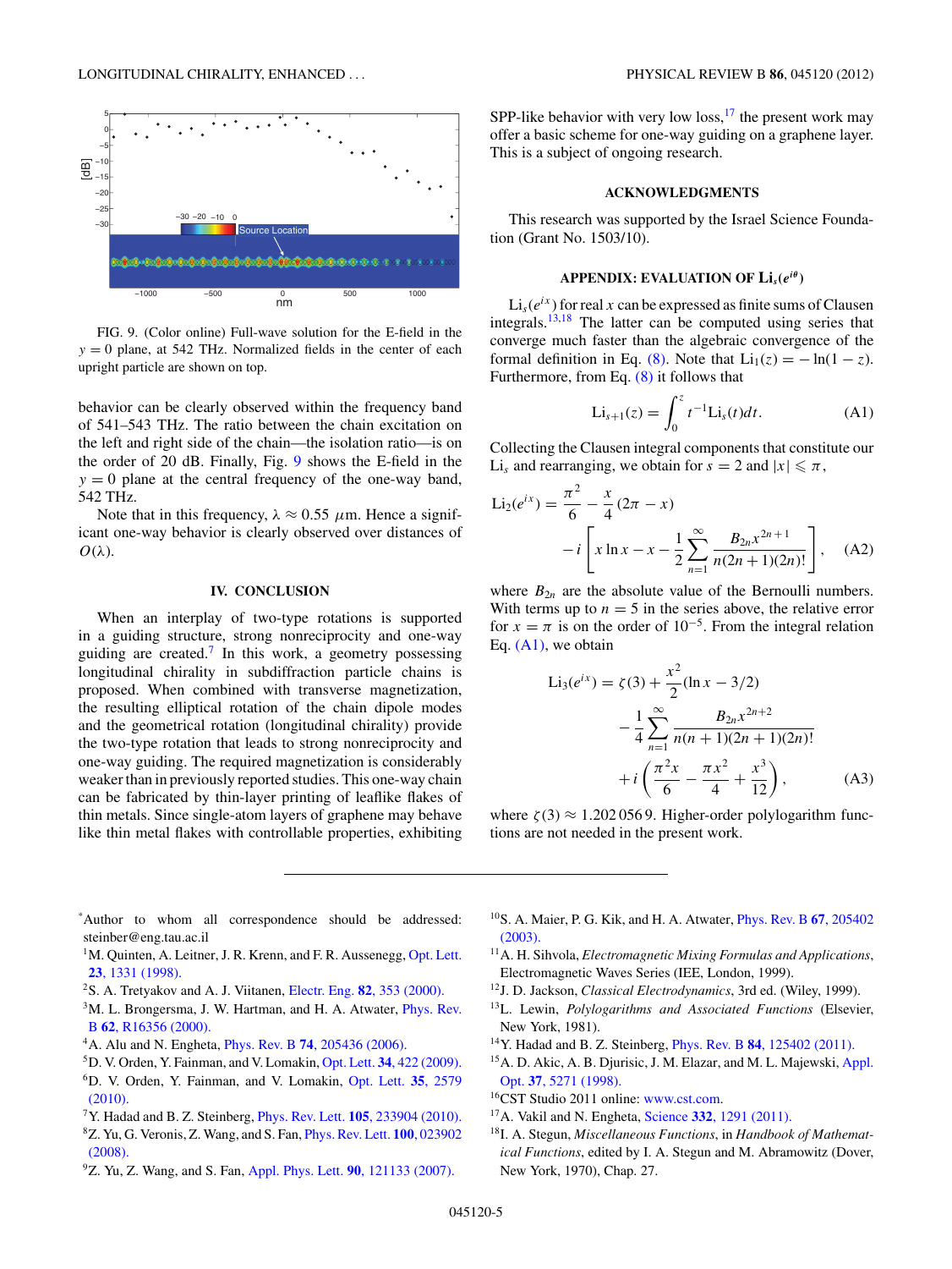[dB]
5
0
−5
−10
−15
−20
−25
−30
−30 −20 −10 0
Source Location
−1000 −500 0 500 1000
nm

FIG. 9. (Color online) Full-wave solution for the E-field in the $y = 0$ plane, at 542 THz. Normalized fields in the center of each upright particle are shown on top.

behavior can be clearly observed within the frequency band of 541–543 THz. The ratio between the chain excitation on the left and right side of the chain—the isolation ratio—is on the order of 20 dB. Finally, Fig. 9 shows the E-field in the $y = 0$ plane at the central frequency of the one-way band, 542 THz.

Note that in this frequency, $\lambda \approx 0.55$ $\mu$m. Hence a significant one-way behavior is clearly observed over distances of $O(\lambda)$.

## IV. CONCLUSION

When an interplay of two-type rotations is supported in a guiding structure, strong nonreciprocity and one-way guiding are created.[7] In this work, a geometry possessing longitudinal chirality in subdiffraction particle chains is proposed. When combined with transverse magnetization, the resulting elliptical rotation of the chain dipole modes and the geometrical rotation (longitudinal chirality) provide the two-type rotation that leads to strong nonreciprocity and one-way guiding. The required magnetization is considerably weaker than in previously reported studies. This one-way chain can be fabricated by thin-layer printing of leaflike flakes of thin metals. Since single-atom layers of graphene may behave like thin metal flakes with controllable properties, exhibiting SPP-like behavior with very low loss,[17] the present work may offer a basic scheme for one-way guiding on a graphene layer. This is a subject of ongoing research.

## ACKNOWLEDGMENTS

This research was supported by the Israel Science Foundation (Grant No. 1503/10).

## APPENDIX: EVALUATION OF $\mathrm{Li}_s(e^{i\theta})$

$\mathrm{Li}_s(e^{ix})$ for real $x$ can be expressed as finite sums of Clausen integrals.[13,18] The latter can be computed using series that converge much faster than the algebraic convergence of the formal definition in Eq. (8). Note that $\mathrm{Li}_1(z) = -\ln(1-z)$. Furthermore, from Eq. (8) it follows that

$$\mathrm{Li}_{s+1}(z) = \int_0^z t^{-1}\mathrm{Li}_s(t)dt. \tag{A1}$$

Collecting the Clausen integral components that constitute our $\mathrm{Li}_s$ and rearranging, we obtain for $s = 2$ and $|x| \leqslant \pi$,

$$\mathrm{Li}_2(e^{ix}) = \frac{\pi^2}{6} - \frac{x}{4}(2\pi - x) - i\left[x\ln x - x - \frac{1}{2}\sum_{n=1}^{\infty}\frac{B_{2n}x^{2n+1}}{n(2n+1)(2n)!}\right], \tag{A2}$$

where $B_{2n}$ are the absolute value of the Bernoulli numbers. With terms up to $n = 5$ in the series above, the relative error for $x = \pi$ is on the order of $10^{-5}$. From the integral relation Eq. (A1), we obtain

$$\mathrm{Li}_3(e^{ix}) = \zeta(3) + \frac{x^2}{2}(\ln x - 3/2) - \frac{1}{4}\sum_{n=1}^{\infty}\frac{B_{2n}x^{2n+2}}{n(n+1)(2n+1)(2n)!} + i\left(\frac{\pi^2 x}{6} - \frac{\pi x^2}{4} + \frac{x^3}{12}\right), \tag{A3}$$

where $\zeta(3) \approx 1.2020569$. Higher-order polylogarithm functions are not needed in the present work.

---

*Author to whom all correspondence should be addressed: steinber@eng.tau.ac.il

[1] M. Quinten, A. Leitner, J. R. Krenn, and F. R. Aussenegg, Opt. Lett. **23**, 1331 (1998).

[2] S. A. Tretyakov and A. J. Viitanen, Electr. Eng. **82**, 353 (2000).

[3] M. L. Brongersma, J. W. Hartman, and H. A. Atwater, Phys. Rev. B **62**, R16356 (2000).

[4] A. Alu and N. Engheta, Phys. Rev. B **74**, 205436 (2006).

[5] D. V. Orden, Y. Fainman, and V. Lomakin, Opt. Lett. **34**, 422 (2009).

[6] D. V. Orden, Y. Fainman, and V. Lomakin, Opt. Lett. **35**, 2579 (2010).

[7] Y. Hadad and B. Z. Steinberg, Phys. Rev. Lett. **105**, 233904 (2010).

[8] Z. Yu, G. Veronis, Z. Wang, and S. Fan, Phys. Rev. Lett. **100**, 023902 (2008).

[9] Z. Yu, Z. Wang, and S. Fan, Appl. Phys. Lett. **90**, 121133 (2007).

[10] S. A. Maier, P. G. Kik, and H. A. Atwater, Phys. Rev. B **67**, 205402 (2003).

[11] A. H. Sihvola, *Electromagnetic Mixing Formulas and Applications*, Electromagnetic Waves Series (IEE, London, 1999).

[12] J. D. Jackson, *Classical Electrodynamics*, 3rd ed. (Wiley, 1999).

[13] L. Lewin, *Polylogarithms and Associated Functions* (Elsevier, New York, 1981).

[14] Y. Hadad and B. Z. Steinberg, Phys. Rev. B **84**, 125402 (2011).

[15] A. D. Akic, A. B. Djurisic, J. M. Elazar, and M. L. Majewski, Appl. Opt. **37**, 5271 (1998).

[16] CST Studio 2011 online: www.cst.com.

[17] A. Vakil and N. Engheta, Science **332**, 1291 (2011).

[18] I. A. Stegun, *Miscellaneous Functions*, in *Handbook of Mathematical Functions*, edited by I. A. Stegun and M. Abramowitz (Dover, New York, 1970), Chap. 27.